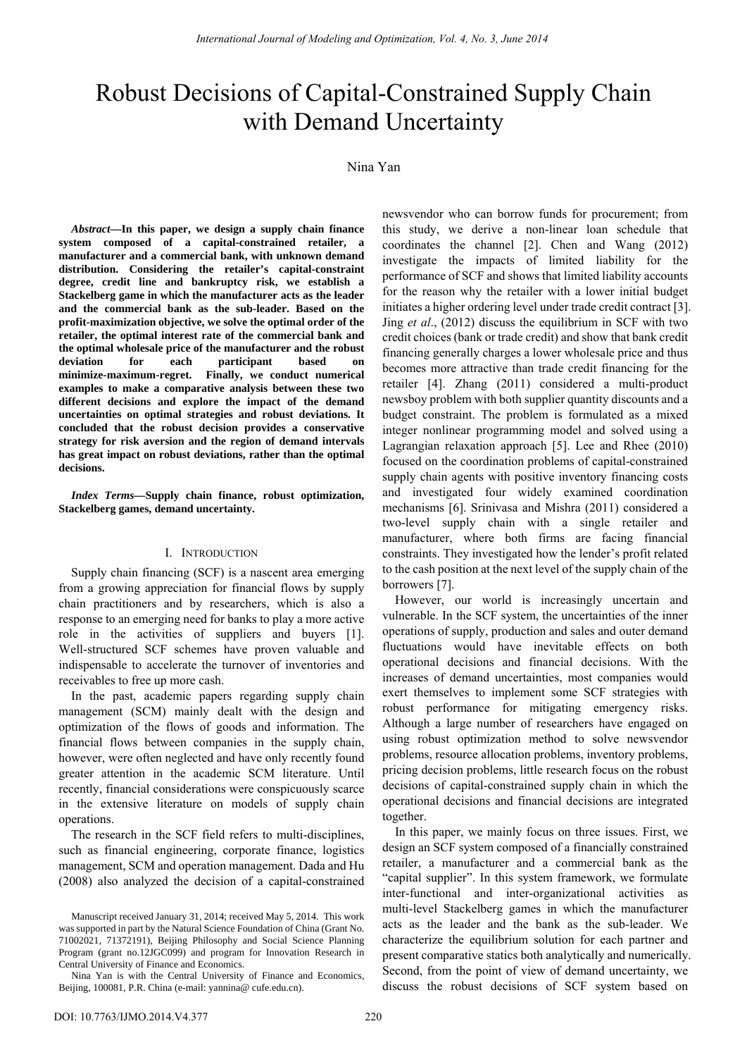# Robust Decisions of Capital-Constrained Supply Chain with Demand Uncertainty

Nina Yan

***Abstract*—In this paper, we design a supply chain finance system composed of a capital-constrained retailer, a manufacturer and a commercial bank, with unknown demand distribution. Considering the retailer's capital-constraint degree, credit line and bankruptcy risk, we establish a Stackelberg game in which the manufacturer acts as the leader and the commercial bank as the sub-leader. Based on the profit-maximization objective, we solve the optimal order of the retailer, the optimal interest rate of the commercial bank and the optimal wholesale price of the manufacturer and the robust deviation for each participant based on minimize-maximum-regret. Finally, we conduct numerical examples to make a comparative analysis between these two different decisions and explore the impact of the demand uncertainties on optimal strategies and robust deviations. It concluded that the robust decision provides a conservative strategy for risk aversion and the region of demand intervals has great impact on robust deviations, rather than the optimal decisions.**

***Index Terms*—Supply chain finance, robust optimization, Stackelberg games, demand uncertainty.**

## I. Introduction

Supply chain financing (SCF) is a nascent area emerging from a growing appreciation for financial flows by supply chain practitioners and by researchers, which is also a response to an emerging need for banks to play a more active role in the activities of suppliers and buyers [1]. Well-structured SCF schemes have proven valuable and indispensable to accelerate the turnover of inventories and receivables to free up more cash.

In the past, academic papers regarding supply chain management (SCM) mainly dealt with the design and optimization of the flows of goods and information. The financial flows between companies in the supply chain, however, were often neglected and have only recently found greater attention in the academic SCM literature. Until recently, financial considerations were conspicuously scarce in the extensive literature on models of supply chain operations.

The research in the SCF field refers to multi-disciplines, such as financial engineering, corporate finance, logistics management, SCM and operation management. Dada and Hu (2008) also analyzed the decision of a capital-constrained newsvendor who can borrow funds for procurement; from this study, we derive a non-linear loan schedule that coordinates the channel [2]. Chen and Wang (2012) investigate the impacts of limited liability for the performance of SCF and shows that limited liability accounts for the reason why the retailer with a lower initial budget initiates a higher ordering level under trade credit contract [3]. Jing *et al*., (2012) discuss the equilibrium in SCF with two credit choices (bank or trade credit) and show that bank credit financing generally charges a lower wholesale price and thus becomes more attractive than trade credit financing for the retailer [4]. Zhang (2011) considered a multi-product newsboy problem with both supplier quantity discounts and a budget constraint. The problem is formulated as a mixed integer nonlinear programming model and solved using a Lagrangian relaxation approach [5]. Lee and Rhee (2010) focused on the coordination problems of capital-constrained supply chain agents with positive inventory financing costs and investigated four widely examined coordination mechanisms [6]. Srinivasa and Mishra (2011) considered a two-level supply chain with a single retailer and manufacturer, where both firms are facing financial constraints. They investigated how the lender's profit related to the cash position at the next level of the supply chain of the borrowers [7].

However, our world is increasingly uncertain and vulnerable. In the SCF system, the uncertainties of the inner operations of supply, production and sales and outer demand fluctuations would have inevitable effects on both operational decisions and financial decisions. With the increases of demand uncertainties, most companies would exert themselves to implement some SCF strategies with robust performance for mitigating emergency risks. Although a large number of researchers have engaged on using robust optimization method to solve newsvendor problems, resource allocation problems, inventory problems, pricing decision problems, little research focus on the robust decisions of capital-constrained supply chain in which the operational decisions and financial decisions are integrated together.

In this paper, we mainly focus on three issues. First, we design an SCF system composed of a financially constrained retailer, a manufacturer and a commercial bank as the "capital supplier". In this system framework, we formulate inter-functional and inter-organizational activities as multi-level Stackelberg games in which the manufacturer acts as the leader and the bank as the sub-leader. We characterize the equilibrium solution for each partner and present comparative statics both analytically and numerically. Second, from the point of view of demand uncertainty, we discuss the robust decisions of SCF system based on

Manuscript received January 31, 2014; received May 5, 2014. This work was supported in part by the Natural Science Foundation of China (Grant No. 71002021, 71372191), Beijing Philosophy and Social Science Planning Program (grant no.12JGC099) and program for Innovation Research in Central University of Finance and Economics.

Nina Yan is with the Central University of Finance and Economics, Beijing, 100081, P.R. China (e-mail: yannina@ cufe.edu.cn).

DOI: 10.7763/IJMO.2014.V4.377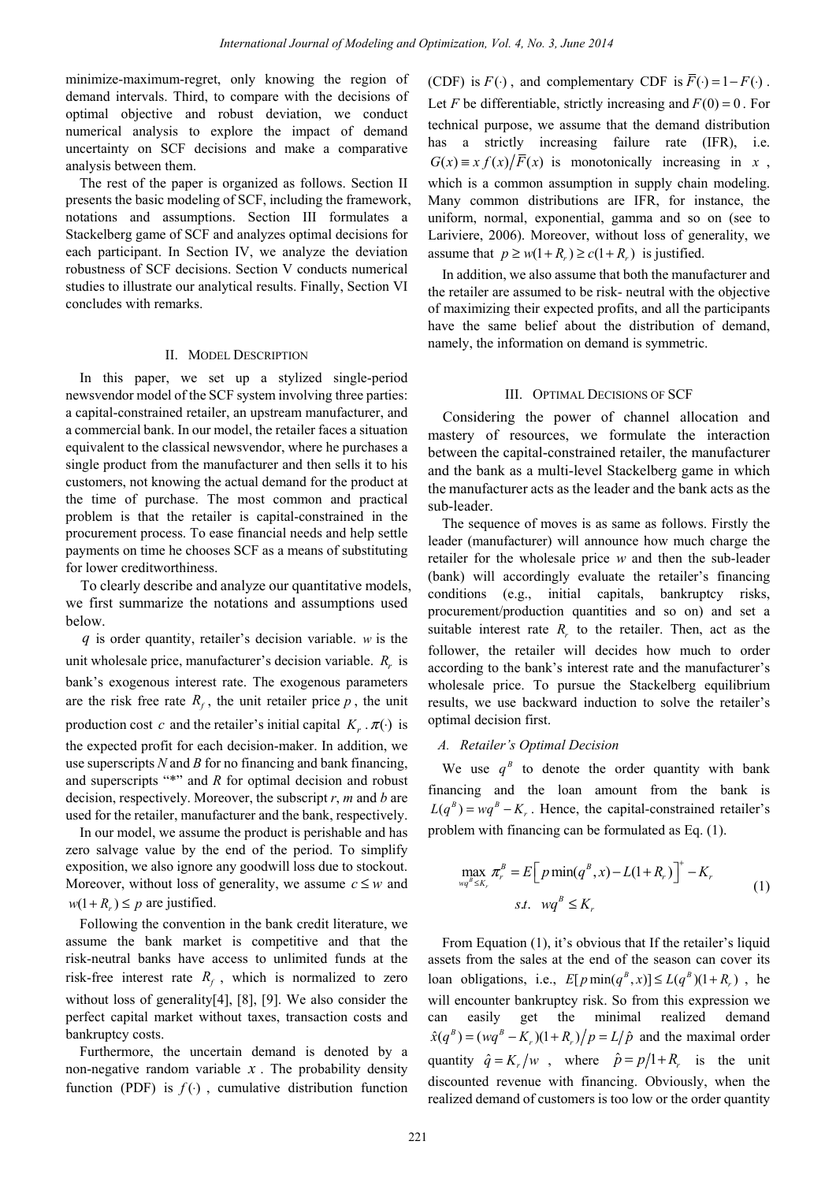minimize-maximum-regret, only knowing the region of demand intervals. Third, to compare with the decisions of optimal objective and robust deviation, we conduct numerical analysis to explore the impact of demand uncertainty on SCF decisions and make a comparative analysis between them.

The rest of the paper is organized as follows. Section II presents the basic modeling of SCF, including the framework, notations and assumptions. Section III formulates a Stackelberg game of SCF and analyzes optimal decisions for each participant. In Section IV, we analyze the deviation robustness of SCF decisions. Section V conducts numerical studies to illustrate our analytical results. Finally, Section VI concludes with remarks.

## II. Model Description

In this paper, we set up a stylized single-period newsvendor model of the SCF system involving three parties: a capital-constrained retailer, an upstream manufacturer, and a commercial bank. In our model, the retailer faces a situation equivalent to the classical newsvendor, where he purchases a single product from the manufacturer and then sells it to his customers, not knowing the actual demand for the product at the time of purchase. The most common and practical problem is that the retailer is capital-constrained in the procurement process. To ease financial needs and help settle payments on time he chooses SCF as a means of substituting for lower creditworthiness.

To clearly describe and analyze our quantitative models, we first summarize the notations and assumptions used below.

$q$ is order quantity, retailer's decision variable. $w$ is the unit wholesale price, manufacturer's decision variable. $R_r$ is bank's exogenous interest rate. The exogenous parameters are the risk free rate $R_f$, the unit retailer price $p$, the unit production cost $c$ and the retailer's initial capital $K_r$. $\pi(\cdot)$ is the expected profit for each decision-maker. In addition, we use superscripts *N* and *B* for no financing and bank financing, and superscripts "*" and *R* for optimal decision and robust decision, respectively. Moreover, the subscript *r*, *m* and *b* are used for the retailer, manufacturer and the bank, respectively.

In our model, we assume the product is perishable and has zero salvage value by the end of the period. To simplify exposition, we also ignore any goodwill loss due to stockout. Moreover, without loss of generality, we assume $c \le w$ and $w(1+R_r) \le p$ are justified.

Following the convention in the bank credit literature, we assume the bank market is competitive and that the risk-neutral banks have access to unlimited funds at the risk-free interest rate $R_f$, which is normalized to zero without loss of generality[4], [8], [9]. We also consider the perfect capital market without taxes, transaction costs and bankruptcy costs.

Furthermore, the uncertain demand is denoted by a non-negative random variable $x$. The probability density function (PDF) is $f(\cdot)$, cumulative distribution function (CDF) is $F(\cdot)$, and complementary CDF is $\overline{F}(\cdot) = 1 - F(\cdot)$. Let $F$ be differentiable, strictly increasing and $F(0) = 0$. For technical purpose, we assume that the demand distribution has a strictly increasing failure rate (IFR), i.e. $G(x) \equiv x f(x) / \overline{F}(x)$ is monotonically increasing in $x$, which is a common assumption in supply chain modeling. Many common distributions are IFR, for instance, the uniform, normal, exponential, gamma and so on (see to Lariviere, 2006). Moreover, without loss of generality, we assume that $p \ge w(1+R_r) \ge c(1+R_r)$ is justified.

In addition, we also assume that both the manufacturer and the retailer are assumed to be risk- neutral with the objective of maximizing their expected profits, and all the participants have the same belief about the distribution of demand, namely, the information on demand is symmetric.

## III. Optimal Decisions of SCF

Considering the power of channel allocation and mastery of resources, we formulate the interaction between the capital-constrained retailer, the manufacturer and the bank as a multi-level Stackelberg game in which the manufacturer acts as the leader and the bank acts as the sub-leader.

The sequence of moves is as same as follows. Firstly the leader (manufacturer) will announce how much charge the retailer for the wholesale price $w$ and then the sub-leader (bank) will accordingly evaluate the retailer's financing conditions (e.g., initial capitals, bankruptcy risks, procurement/production quantities and so on) and set a suitable interest rate $R_r$ to the retailer. Then, act as the follower, the retailer will decides how much to order according to the bank's interest rate and the manufacturer's wholesale price. To pursue the Stackelberg equilibrium results, we use backward induction to solve the retailer's optimal decision first.

### A. Retailer's Optimal Decision

We use $q^B$ to denote the order quantity with bank financing and the loan amount from the bank is $L(q^B) = wq^B - K_r$. Hence, the capital-constrained retailer's problem with financing can be formulated as Eq. (1).

$$
\begin{aligned}
\max_{wq^B \le K_r} \ & \pi_r^B = E\left[ p \min(q^B, x) - L(1+R_r) \right]^+ - K_r \\
s.t. \ & wq^B \le K_r
\end{aligned}
\tag{1}
$$

From Equation (1), it's obvious that If the retailer's liquid assets from the sales at the end of the season can cover its loan obligations, i.e., $E[p \min(q^B, x)] \le L(q^B)(1+R_r)$, he will encounter bankruptcy risk. So from this expression we can easily get the minimal realized demand $\hat{x}(q^B) = (wq^B - K_r)(1+R_r)/p = L/\hat{p}$ and the maximal order quantity $\hat{q} = K_r / w$, where $\hat{p} = p/1+R_r$ is the unit discounted revenue with financing. Obviously, when the realized demand of customers is too low or the order quantity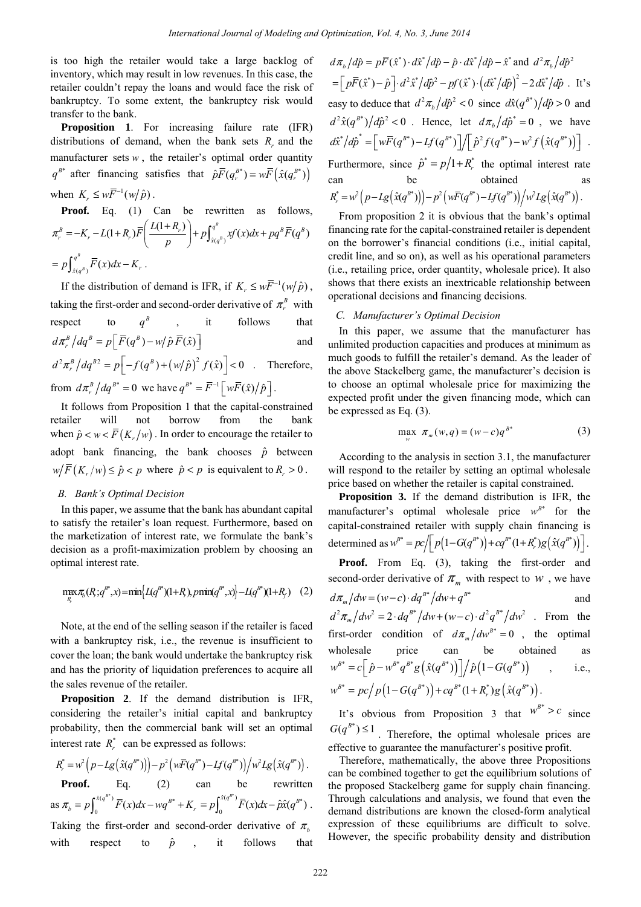is too high the retailer would take a large backlog of inventory, which may result in low revenues. In this case, the retailer couldn't repay the loans and would face the risk of bankruptcy. To some extent, the bankruptcy risk would transfer to the bank.

**Proposition 1**. For increasing failure rate (IFR) distributions of demand, when the bank sets $R_r$ and the manufacturer sets $w$, the retailer's optimal order quantity $q^{B*}$ after financing satisfies that $\hat{p}\bar{F}(q_r^{B*}) = w\bar{F}\left(\hat{x}(q_r^{B*})\right)$ when $K_r \le w\bar{F}^{-1}(w/\hat{p})$.

**Proof.** Eq. (1) Can be rewritten as follows, $\pi_r^B = -K_r - L(1+R_r)\bar{F}\left(\frac{L(1+R_r)}{p}\right) + p\int_{\hat{x}(q^B)}^{q^B} xf(x)dx + pq^B\bar{F}(q^B)$ $= p\int_{\hat{x}(q^B)}^{q^B} \bar{F}(x)dx - K_r$.

If the distribution of demand is IFR, if $K_r \le w\bar{F}^{-1}(w/\hat{p})$, taking the first-order and second-order derivative of $\pi_r^B$ with respect to $q^B$, it follows that $d\pi_r^B/dq^B = p\left[\bar{F}(q^B) - w/\hat{p}\,\bar{F}(\hat{x})\right]$ and $d^2\pi_r^B/dq^{B2} = p\left[-f(q^B) + (w/\hat{p})^2 f(\hat{x})\right] < 0$. Therefore, from $d\pi_r^B/dq^{B*} = 0$ we have $q^{B*} = \bar{F}^{-1}\left[w\bar{F}(\hat{x})/\hat{p}\right]$.

It follows from Proposition 1 that the capital-constrained retailer will not borrow from the bank when $\hat{p} < w < \bar{F}(K_r/w)$. In order to encourage the retailer to adopt bank financing, the bank chooses $\hat{p}$ between $w/\bar{F}(K_r/w) \le \hat{p} < p$ where $\hat{p} < p$ is equivalent to $R_r > 0$.

### B. Bank's Optimal Decision

In this paper, we assume that the bank has abundant capital to satisfy the retailer's loan request. Furthermore, based on the marketization of interest rate, we formulate the bank's decision as a profit-maximization problem by choosing an optimal interest rate.

$$\max_{R_r} \pi_b(R_r; q^{B*}, x) = \min\left\{L(q^{B*})(1+R_r), p\min(q^{B*}, x)\right\} - L(q^{B*})(1+R_f) \quad (2)$$

Note, at the end of the selling season if the retailer is faced with a bankruptcy risk, i.e., the revenue is insufficient to cover the loan; the bank would undertake the bankruptcy risk and has the priority of liquidation preferences to acquire all the sales revenue of the retailer.

**Proposition 2**. If the demand distribution is IFR, considering the retailer's initial capital and bankruptcy probability, then the commercial bank will set an optimal interest rate $R_r^*$ can be expressed as follows:

$R_r^* = w^2\left(p - Lg\left(\hat{x}(q^{B*})\right)\right) - p^2\left(w\bar{F}(q^{B*}) - Lf(q^{B*})\right)\Big/ w^2 Lg\left(\hat{x}(q^{B*})\right)$.

**Proof.** Eq. (2) can be rewritten as $\pi_b = p\int_0^{\hat{x}(q^{B*})} \bar{F}(x)dx - wq^{B*} + K_r = p\int_0^{\hat{x}(q^{B*})} \bar{F}(x)dx - \hat{p}\hat{x}(q^{B*})$. Taking the first-order and second-order derivative of $\pi_b$ with respect to $\hat{p}$, it follows that $d\pi_b/d\hat{p} = p\bar{F}(\hat{x}^*)\cdot d\hat{x}^*/d\hat{p} - \hat{p}\cdot d\hat{x}^*/d\hat{p} - \hat{x}^*$ and $d^2\pi_b/d\hat{p}^2$ $= \left[p\bar{F}(\hat{x}^*) - \hat{p}\right]\cdot d^2\hat{x}^*/d\hat{p}^2 - pf(\hat{x}^*)\cdot\left(d\hat{x}^*/d\hat{p}\right)^2 - 2d\hat{x}^*/d\hat{p}$. It's easy to deduce that $d^2\pi_b/d\hat{p}^2 < 0$ since $d\hat{x}(q^{B*})/d\hat{p} > 0$ and $d^2\hat{x}(q^{B*})/d\hat{p}^2 < 0$. Hence, let $d\pi_b/d\hat{p}^* = 0$, we have $d\hat{x}^*/d\hat{p}^* = \left[w\bar{F}(q^{B*}) - Lf(q^{B*})\right]\Big/\left[\hat{p}^2 f(q^{B*}) - w^2 f\left(\hat{x}(q^{B*})\right)\right]$. Furthermore, since $\hat{p}^* = p/1 + R_r^*$ the optimal interest rate can be obtained as $R_r^* = w^2\left(p - Lg\left(\hat{x}(q^{B*})\right)\right) - p^2\left(w\bar{F}(q^{B*}) - Lf(q^{B*})\right)\Big/ w^2 Lg\left(\hat{x}(q^{B*})\right)$.

From proposition 2 it is obvious that the bank's optimal financing rate for the capital-constrained retailer is dependent on the borrower's financial conditions (i.e., initial capital, credit line, and so on), as well as his operational parameters (i.e., retailing price, order quantity, wholesale price). It also shows that there exists an inextricable relationship between operational decisions and financing decisions.

### C. Manufacturer's Optimal Decision

In this paper, we assume that the manufacturer has unlimited production capacities and produces at minimum as much goods to fulfill the retailer's demand. As the leader of the above Stackelberg game, the manufacturer's decision is to choose an optimal wholesale price for maximizing the expected profit under the given financing mode, which can be expressed as Eq. (3).

$$\max_{w} \ \pi_m(w, q) = (w - c)q^{B*} \quad (3)$$

According to the analysis in section 3.1, the manufacturer will respond to the retailer by setting an optimal wholesale price based on whether the retailer is capital constrained.

**Proposition 3.** If the demand distribution is IFR, the manufacturer's optimal wholesale price $w^{B*}$ for the capital-constrained retailer with supply chain financing is determined as $w^{B*} = pc\Big/\left[p\left(1 - G(q^{B*})\right) + cq^{B*}(1 + R_r^*)g\left(\hat{x}(q^{B*})\right)\right]$.

**Proof.** From Eq. (3), taking the first-order and second-order derivative of $\pi_m$ with respect to $w$, we have $d\pi_m/dw = (w - c)\cdot dq^{B*}/dw + q^{B*}$ and $d^2\pi_m/dw^2 = 2\cdot dq^{B*}/dw + (w - c)\cdot d^2q^{B*}/dw^2$. From the first-order condition of $d\pi_m/dw^{B*} = 0$, the optimal wholesale price can be obtained as $w^{B*} = c\left[\hat{p} - w^{B*}q^{B*}g\left(\hat{x}(q^{B*})\right)\right]\Big/\hat{p}\left(1 - G(q^{B*})\right)$, i.e., $w^{B*} = pc\Big/p\left(1 - G(q^{B*})\right) + cq^{B*}(1 + R_r^*)g\left(\hat{x}(q^{B*})\right)$.

It's obvious from Proposition 3 that $w^{B*} > c$ since $G(q^{B*}) \le 1$. Therefore, the optimal wholesale prices are effective to guarantee the manufacturer's positive profit.

Therefore, mathematically, the above three Propositions can be combined together to get the equilibrium solutions of the proposed Stackelberg game for supply chain financing. Through calculations and analysis, we found that even the demand distributions are known the closed-form analytical expression of these equilibriums are difficult to solve. However, the specific probability density and distribution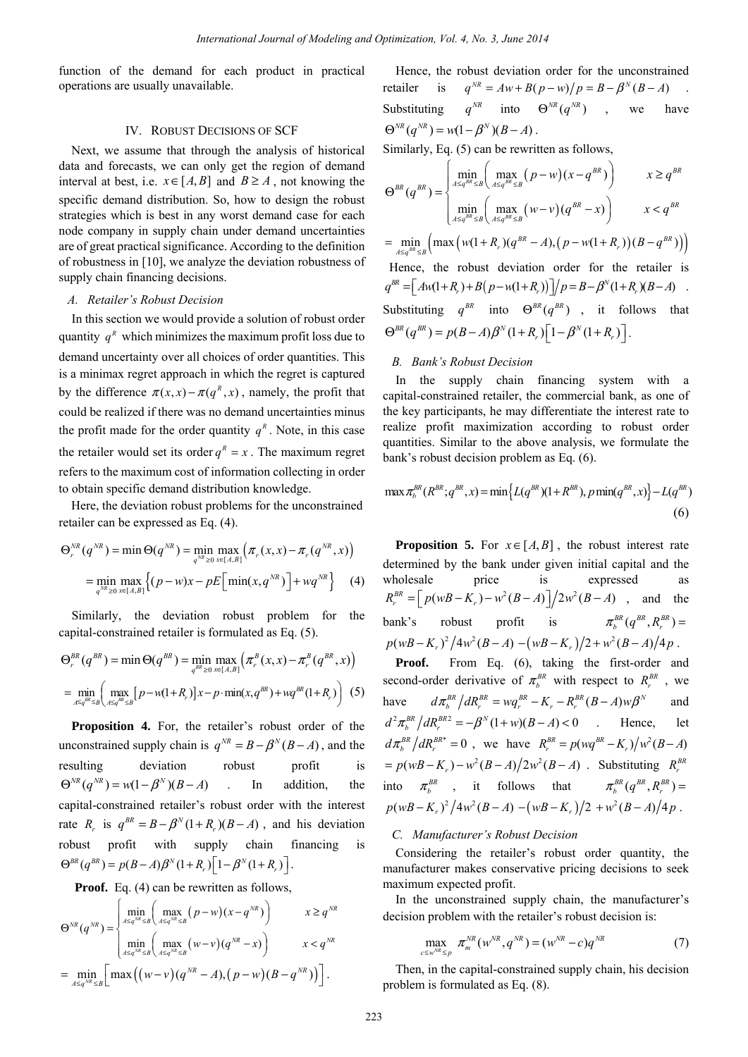function of the demand for each product in practical operations are usually unavailable.

## IV. Robust Decisions of SCF

Next, we assume that through the analysis of historical data and forecasts, we can only get the region of demand interval at best, i.e. $x \in [A, B]$ and $B \geq A$, not knowing the specific demand distribution. So, how to design the robust strategies which is best in any worst demand case for each node company in supply chain under demand uncertainties are of great practical significance. According to the definition of robustness in [10], we analyze the deviation robustness of supply chain financing decisions.

### A. Retailer's Robust Decision

In this section we would provide a solution of robust order quantity $q^R$ which minimizes the maximum profit loss due to demand uncertainty over all choices of order quantities. This is a minimax regret approach in which the regret is captured by the difference $\pi(x, x) - \pi(q^R, x)$, namely, the profit that could be realized if there was no demand uncertainties minus the profit made for the order quantity $q^R$. Note, in this case the retailer would set its order $q^R = x$. The maximum regret refers to the maximum cost of information collecting in order to obtain specific demand distribution knowledge.

Here, the deviation robust problems for the unconstrained retailer can be expressed as Eq. (4).

$$\Theta_r^{NR}(q^{NR}) = \min \Theta(q^{NR}) = \min_{q^{NR} \geq 0} \max_{x \in [A,B]} \left( \pi_r(x, x) - \pi_r(q^{NR}, x) \right)$$
$$= \min_{q^{NR} \geq 0} \max_{x \in [A,B]} \left\{ (p - w)x - pE\left[\min(x, q^{NR})\right] + wq^{NR} \right\} \quad (4)$$

Similarly, the deviation robust problem for the capital-constrained retailer is formulated as Eq. (5).

$$\Theta_r^{BR}(q^{BR}) = \min \Theta(q^{BR}) = \min_{q^{BR} \geq 0} \max_{x \in [A,B]} \left( \pi_r^B(x, x) - \pi_r^B(q^{BR}, x) \right)$$
$$= \min_{A \leq q^{BR} \leq B} \left( \max_{A \leq q^{BR} \leq B} \left[ p - w(1 + R_r) \right] x - p \cdot \min(x, q^{BR}) + wq^{BR}(1 + R_r) \right) \quad (5)$$

**Proposition 4.** For, the retailer's robust order of the unconstrained supply chain is $q^{NR} = B - \beta^N (B - A)$, and the resulting deviation robust profit is $\Theta^{NR}(q^{NR}) = w(1 - \beta^N)(B - A)$. In addition, the capital-constrained retailer's robust order with the interest rate $R_r$ is $q^{BR} = B - \beta^N (1 + R_r)(B - A)$, and his deviation robust profit with supply chain financing is $\Theta^{BR}(q^{BR}) = p(B - A)\beta^N (1 + R_r)\left[1 - \beta^N (1 + R_r)\right]$.

**Proof.** Eq. (4) can be rewritten as follows,

$$\Theta^{NR}(q^{NR}) = \begin{cases} \min\limits_{A \leq q^{NR} \leq B} \left( \max\limits_{A \leq q^{NR} \leq B} (p - w)(x - q^{NR}) \right) & x \geq q^{NR} \\ \min\limits_{A \leq q^{NR} \leq B} \left( \max\limits_{A \leq q^{NR} \leq B} (w - v)(q^{NR} - x) \right) & x < q^{NR} \end{cases}$$
$$= \min_{A \leq q^{NR} \leq B} \left[ \max\left( (w - v)(q^{NR} - A), (p - w)(B - q^{NR}) \right) \right].$$

Hence, the robust deviation order for the unconstrained retailer is $q^{NR} = Aw + B(p - w)/p = B - \beta^N (B - A)$. Substituting $q^{NR}$ into $\Theta^{NR}(q^{NR})$, we have $\Theta^{NR}(q^{NR}) = w(1 - \beta^N)(B - A)$.

Similarly, Eq. (5) can be rewritten as follows,

$$\Theta^{BR}(q^{BR}) = \begin{cases} \min\limits_{A \leq q^{BR} \leq B} \left( \max\limits_{A \leq q^{BR} \leq B} (p - w)(x - q^{BR}) \right) & x \geq q^{BR} \\ \min\limits_{A \leq q^{BR} \leq B} \left( \max\limits_{A \leq q^{BR} \leq B} (w - v)(q^{BR} - x) \right) & x < q^{BR} \end{cases}$$
$$= \min_{A \leq q^{BR} \leq B} \left( \max\left( w(1 + R_r)(q^{BR} - A), (p - w(1 + R_r))(B - q^{BR}) \right) \right)$$

Hence, the robust deviation order for the retailer is $q^{BR} = \left[ Aw(1 + R_r) + B(p - w(1 + R_r)) \right] / p = B - \beta^N (1 + R_r)(B - A)$. Substituting $q^{BR}$ into $\Theta^{BR}(q^{BR})$, it follows that $\Theta^{BR}(q^{BR}) = p(B - A)\beta^N (1 + R_r)\left[1 - \beta^N (1 + R_r)\right]$.

### B. Bank's Robust Decision

In the supply chain financing system with a capital-constrained retailer, the commercial bank, as one of the key participants, he may differentiate the interest rate to realize profit maximization according to robust order quantities. Similar to the above analysis, we formulate the bank's robust decision problem as Eq. (6).

$$\max \pi_b^{BR}(R^{BR}; q^{BR}, x) = \min\left\{ L(q^{BR})(1 + R^{BR}), p\min(q^{BR}, x) \right\} - L(q^{BR}) \quad (6)$$

**Proposition 5.** For $x \in [A, B]$, the robust interest rate determined by the bank under given initial capital and the wholesale price is expressed as $R_r^{BR} = \left[ p(wB - K_r) - w^2 (B - A) \right] / 2w^2 (B - A)$, and the bank's robust profit is $\pi_b^{BR}(q^{BR}, R_r^{BR}) = p(wB - K_r)^2 / 4w^2 (B - A) - (wB - K_r)/2 + w^2 (B - A)/4p$.

**Proof.** From Eq. (6), taking the first-order and second-order derivative of $\pi_b^{BR}$ with respect to $R_r^{BR}$, we have $d\pi_b^{BR} / dR_r^{BR} = wq_r^{BR} - K_r - R_r^{BR}(B - A)w\beta^N$ and $d^2\pi_b^{BR} / dR_r^{BR2} = -\beta^N (1 + w)(B - A) < 0$. Hence, let $d\pi_b^{BR} / dR_r^{BR*} = 0$, we have $R_r^{BR} = p(wq_r^{BR} - K_r) / w^2 (B - A)$ $= p(wB - K_r) - w^2 (B - A) / 2w^2 (B - A)$. Substituting $R_r^{BR}$ into $\pi_b^{BR}$, it follows that $\pi_b^{BR}(q^{BR}, R_r^{BR}) = p(wB - K_r)^2 / 4w^2 (B - A) - (wB - K_r)/2 + w^2 (B - A)/4p$.

### C. Manufacturer's Robust Decision

Considering the retailer's robust order quantity, the manufacturer makes conservative pricing decisions to seek maximum expected profit.

In the unconstrained supply chain, the manufacturer's decision problem with the retailer's robust decision is:

$$\max_{c \leq w^{NR} \leq p} \pi_m^{NR}(w^{NR}, q^{NR}) = (w^{NR} - c)q^{NR} \quad (7)$$

Then, in the capital-constrained supply chain, his decision problem is formulated as Eq. (8).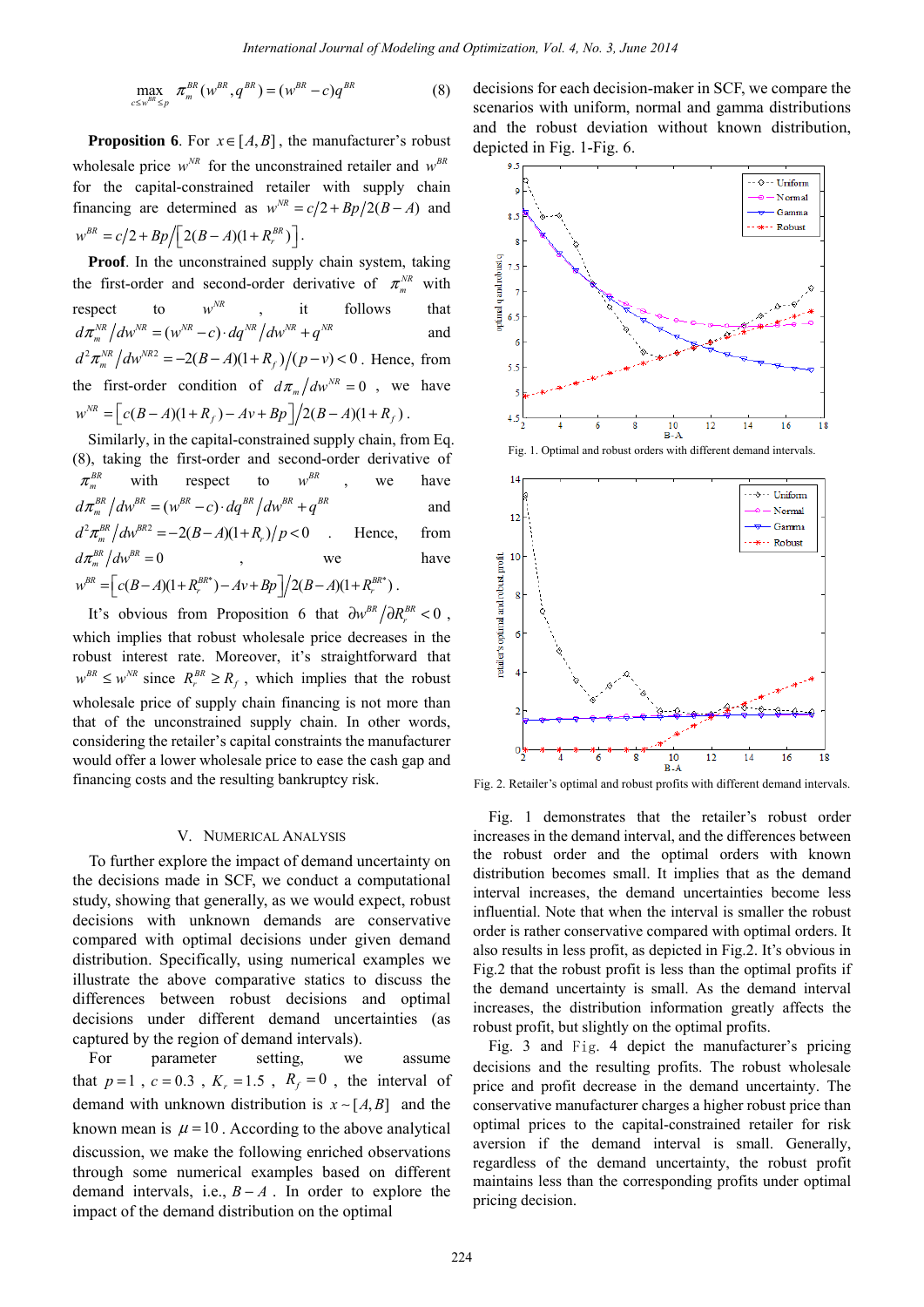$$\max_{c \le w^{BR} \le p} \pi_m^{BR}(w^{BR}, q^{BR}) = (w^{BR} - c) q^{BR} \tag{8}$$

**Proposition 6**. For $x \in [A, B]$, the manufacturer's robust wholesale price $w^{NR}$ for the unconstrained retailer and $w^{BR}$ for the capital-constrained retailer with supply chain financing are determined as $w^{NR} = c/2 + Bp/2(B-A)$ and $w^{BR} = c/2 + Bp/\left[2(B-A)(1+R_r^{BR})\right]$.

**Proof**. In the unconstrained supply chain system, taking the first-order and second-order derivative of $\pi_m^{NR}$ with respect to $w^{NR}$, it follows that $d\pi_m^{NR}/dw^{NR} = (w^{NR} - c) \cdot dq^{NR}/dw^{NR} + q^{NR}$ and $d^2\pi_m^{NR}/dw^{NR2} = -2(B-A)(1+R_f)/(p-v) < 0$. Hence, from the first-order condition of $d\pi_m/dw^{NR} = 0$, we have $w^{NR} = \left[c(B-A)(1+R_f) - Av + Bp\right]/2(B-A)(1+R_f)$.

Similarly, in the capital-constrained supply chain, from Eq. (8), taking the first-order and second-order derivative of $\pi_m^{BR}$ with respect to $w^{BR}$, we have $d\pi_m^{BR}/dw^{BR} = (w^{BR} - c) \cdot dq^{BR}/dw^{BR} + q^{BR}$ and $d^2\pi_m^{BR}/dw^{BR2} = -2(B-A)(1+R_r)/p < 0$. Hence, from $d\pi_m/dw^{BR} = 0$, we have $w^{BR} = \left[c(B-A)(1+R_r^{BR*}) - Av + Bp\right]/2(B-A)(1+R_r^{BR*})$.

It's obvious from Proposition 6 that $\partial w^{BR}/\partial R_r^{BR} < 0$, which implies that robust wholesale price decreases in the robust interest rate. Moreover, it's straightforward that $w^{BR} \le w^{NR}$ since $R_r^{BR} \ge R_f$, which implies that the robust wholesale price of supply chain financing is not more than that of the unconstrained supply chain. In other words, considering the retailer's capital constraints the manufacturer would offer a lower wholesale price to ease the cash gap and financing costs and the resulting bankruptcy risk.

## V. Numerical Analysis

To further explore the impact of demand uncertainty on the decisions made in SCF, we conduct a computational study, showing that generally, as we would expect, robust decisions with unknown demands are conservative compared with optimal decisions under given demand distribution. Specifically, using numerical examples we illustrate the above comparative statics to discuss the differences between robust decisions and optimal decisions under different demand uncertainties (as captured by the region of demand intervals).

For parameter setting, we assume that $p = 1$, $c = 0.3$, $K_r = 1.5$, $R_f = 0$, the interval of demand with unknown distribution is $x \sim [A, B]$ and the known mean is $\mu = 10$. According to the above analytical discussion, we make the following enriched observations through some numerical examples based on different demand intervals, i.e., $B - A$. In order to explore the impact of the demand distribution on the optimal decisions for each decision-maker in SCF, we compare the scenarios with uniform, normal and gamma distributions and the robust deviation without known distribution, depicted in Fig. 1-Fig. 6.

Fig. 1. Optimal and robust orders with different demand intervals.

Fig. 2. Retailer's optimal and robust profits with different demand intervals.

Fig. 1 demonstrates that the retailer's robust order increases in the demand interval, and the differences between the robust order and the optimal orders with known distribution becomes small. It implies that as the demand interval increases, the demand uncertainties become less influential. Note that when the interval is smaller the robust order is rather conservative compared with optimal orders. It also results in less profit, as depicted in Fig.2. It's obvious in Fig.2 that the robust profit is less than the optimal profits if the demand uncertainty is small. As the demand interval increases, the distribution information greatly affects the robust profit, but slightly on the optimal profits.

Fig. 3 and Fig. 4 depict the manufacturer's pricing decisions and the resulting profits. The robust wholesale price and profit decrease in the demand uncertainty. The conservative manufacturer charges a higher robust price than optimal prices to the capital-constrained retailer for risk aversion if the demand interval is small. Generally, regardless of the demand uncertainty, the robust profit maintains less than the corresponding profits under optimal pricing decision.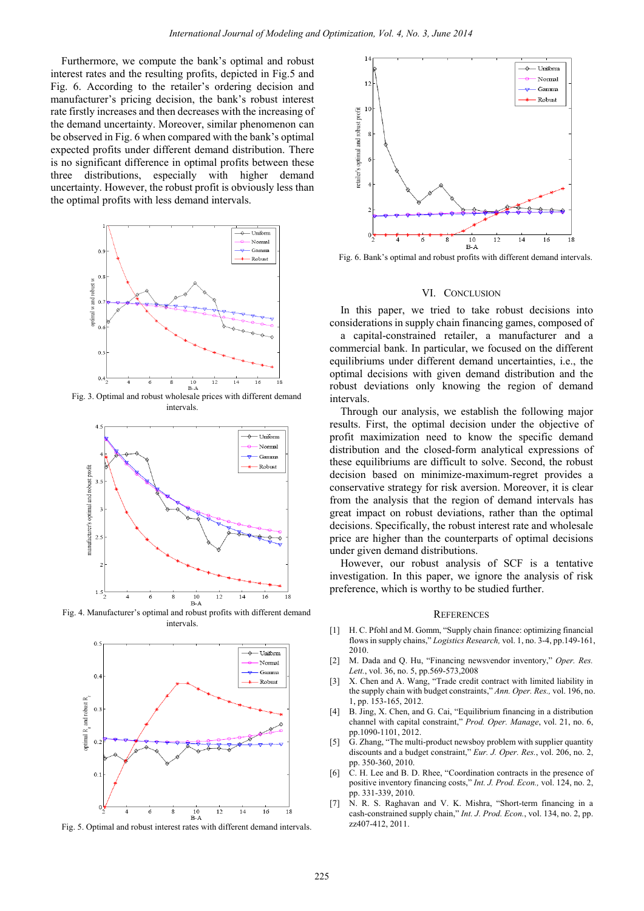Furthermore, we compute the bank's optimal and robust interest rates and the resulting profits, depicted in Fig.5 and Fig. 6. According to the retailer's ordering decision and manufacturer's pricing decision, the bank's robust interest rate firstly increases and then decreases with the increasing of the demand uncertainty. Moreover, similar phenomenon can be observed in Fig. 6 when compared with the bank's optimal expected profits under different demand distribution. There is no significant difference in optimal profits between these three distributions, especially with higher demand uncertainty. However, the robust profit is obviously less than the optimal profits with less demand intervals.

Fig. 3. Optimal and robust wholesale prices with different demand intervals.

Fig. 4. Manufacturer's optimal and robust profits with different demand intervals.

Fig. 5. Optimal and robust interest rates with different demand intervals.

Fig. 6. Bank's optimal and robust profits with different demand intervals.

## VI. Conclusion

In this paper, we tried to take robust decisions into considerations in supply chain financing games, composed of a capital-constrained retailer, a manufacturer and a commercial bank. In particular, we focused on the different equilibriums under different demand uncertainties, i.e., the optimal decisions with given demand distribution and the robust deviations only knowing the region of demand intervals.

Through our analysis, we establish the following major results. First, the optimal decision under the objective of profit maximization need to know the specific demand distribution and the closed-form analytical expressions of these equilibriums are difficult to solve. Second, the robust decision based on minimize-maximum-regret provides a conservative strategy for risk aversion. Moreover, it is clear from the analysis that the region of demand intervals has great impact on robust deviations, rather than the optimal decisions. Specifically, the robust interest rate and wholesale price are higher than the counterparts of optimal decisions under given demand distributions.

However, our robust analysis of SCF is a tentative investigation. In this paper, we ignore the analysis of risk preference, which is worthy to be studied further.

## References

[1] H. C. Pfohl and M. Gomm, "Supply chain finance: optimizing financial flows in supply chains," *Logistics Research,* vol. 1, no. 3-4, pp.149-161, 2010.

[2] M. Dada and Q. Hu, "Financing newsvendor inventory," *Oper. Res. Lett.*, vol. 36, no. 5, pp.569-573,2008

[3] X. Chen and A. Wang, "Trade credit contract with limited liability in the supply chain with budget constraints," *Ann. Oper. Res.,* vol. 196, no. 1, pp. 153-165, 2012.

[4] B. Jing, X. Chen, and G. Cai, "Equilibrium financing in a distribution channel with capital constraint," *Prod. Oper. Manage*, vol. 21, no. 6, pp.1090-1101, 2012.

[5] G. Zhang, "The multi-product newsboy problem with supplier quantity discounts and a budget constraint," *Eur. J. Oper. Res.*, vol. 206, no. 2, pp. 350-360, 2010.

[6] C. H. Lee and B. D. Rhee, "Coordination contracts in the presence of positive inventory financing costs," *Int. J. Prod. Econ.,* vol. 124, no. 2, pp. 331-339, 2010.

[7] N. R. S. Raghavan and V. K. Mishra, "Short-term financing in a cash-constrained supply chain," *Int. J. Prod. Econ.*, vol. 134, no. 2, pp. zz407-412, 2011.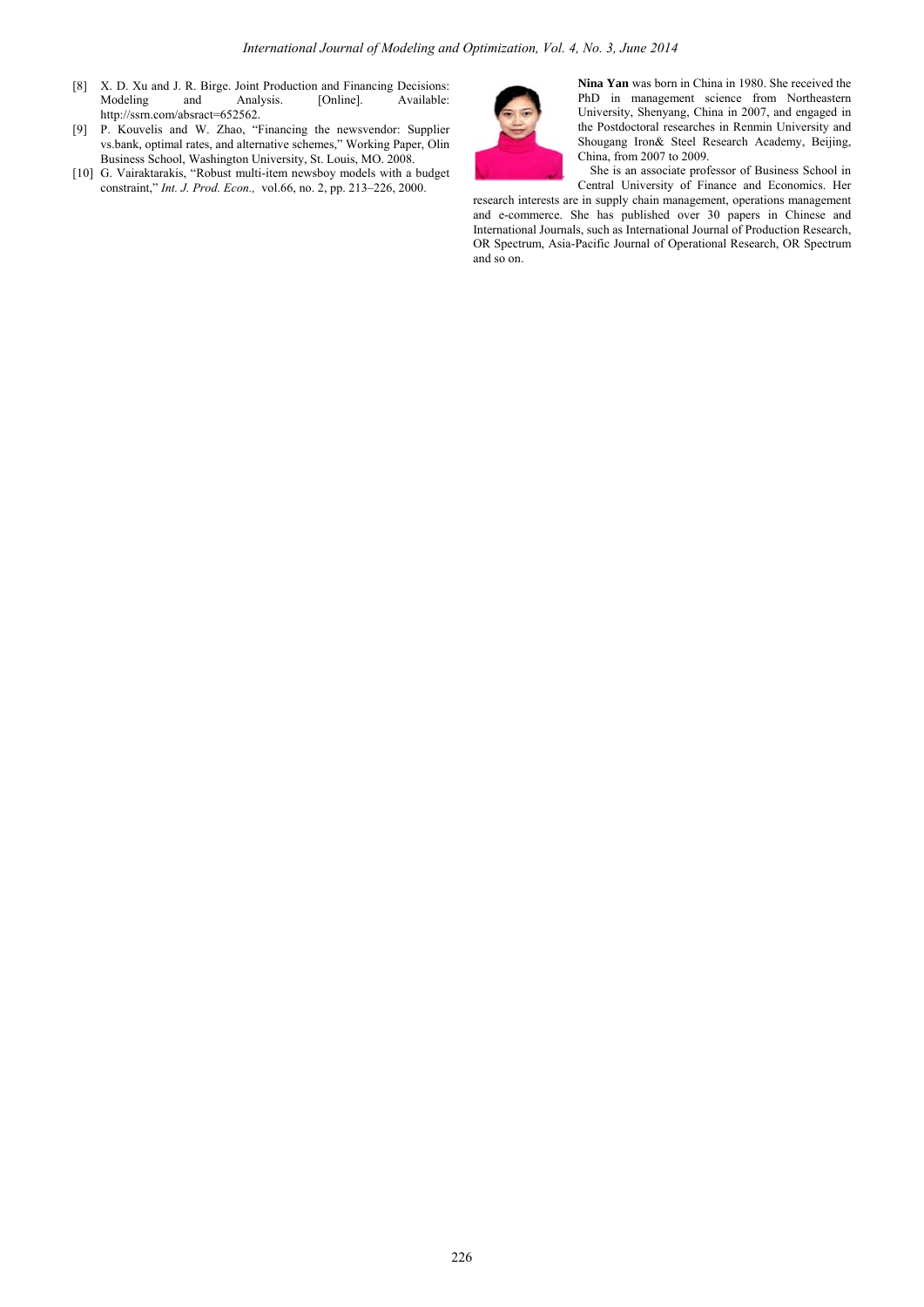[8] X. D. Xu and J. R. Birge. Joint Production and Financing Decisions: Modeling and Analysis. [Online]. Available: http://ssrn.com/absract=652562.

[9] P. Kouvelis and W. Zhao, "Financing the newsvendor: Supplier vs.bank, optimal rates, and alternative schemes," Working Paper, Olin Business School, Washington University, St. Louis, MO. 2008.

[10] G. Vairaktarakis, "Robust multi-item newsboy models with a budget constraint," *Int. J. Prod. Econ.,* vol.66, no. 2, pp. 213–226, 2000.

**Nina Yan** was born in China in 1980. She received the PhD in management science from Northeastern University, Shenyang, China in 2007, and engaged in the Postdoctoral researches in Renmin University and Shougang Iron& Steel Research Academy, Beijing, China, from 2007 to 2009.

She is an associate professor of Business School in Central University of Finance and Economics. Her research interests are in supply chain management, operations management and e-commerce. She has published over 30 papers in Chinese and International Journals, such as International Journal of Production Research, OR Spectrum, Asia-Pacific Journal of Operational Research, OR Spectrum and so on.